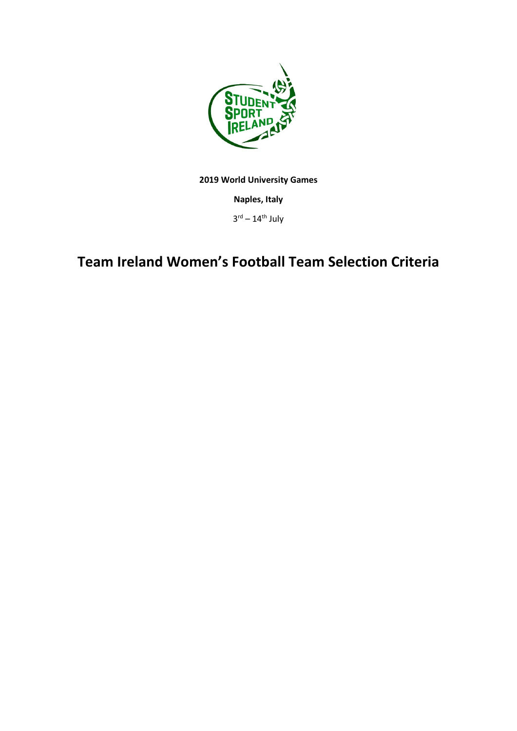**2019 World University Games**

**Naples, Italy**

3rd – 14th July

# Team Ireland Women's Football Team Selection Criteria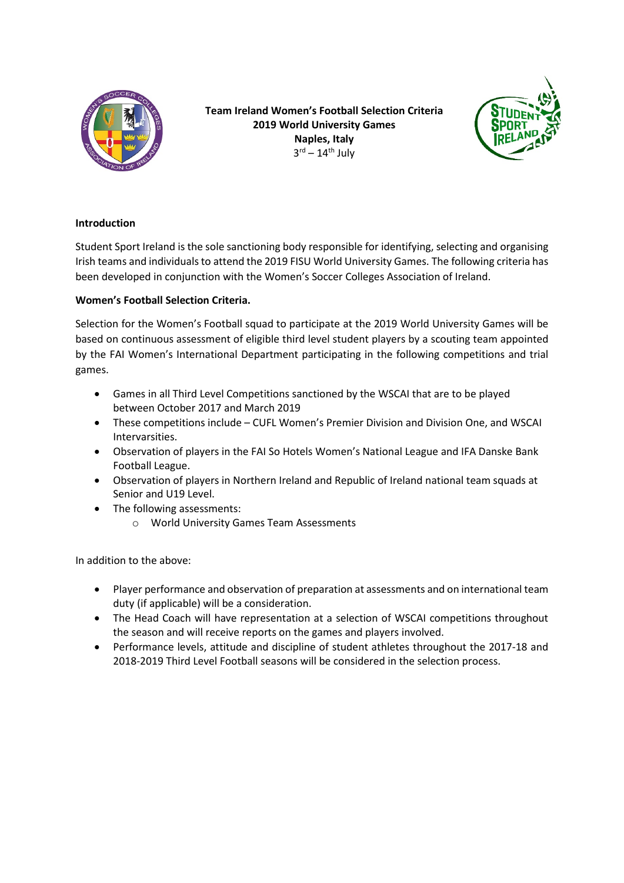**Team Ireland Women's Football Selection Criteria**
**2019 World University Games**
**Naples, Italy**
3rd – 14th July

**Introduction**

Student Sport Ireland is the sole sanctioning body responsible for identifying, selecting and organising Irish teams and individuals to attend the 2019 FISU World University Games. The following criteria has been developed in conjunction with the Women's Soccer Colleges Association of Ireland.

**Women's Football Selection Criteria.**

Selection for the Women's Football squad to participate at the 2019 World University Games will be based on continuous assessment of eligible third level student players by a scouting team appointed by the FAI Women's International Department participating in the following competitions and trial games.

- Games in all Third Level Competitions sanctioned by the WSCAI that are to be played between October 2017 and March 2019
- These competitions include – CUFL Women's Premier Division and Division One, and WSCAI Intervarsities.
- Observation of players in the FAI So Hotels Women's National League and IFA Danske Bank Football League.
- Observation of players in Northern Ireland and Republic of Ireland national team squads at Senior and U19 Level.
- The following assessments:
  - World University Games Team Assessments

In addition to the above:

- Player performance and observation of preparation at assessments and on international team duty (if applicable) will be a consideration.
- The Head Coach will have representation at a selection of WSCAI competitions throughout the season and will receive reports on the games and players involved.
- Performance levels, attitude and discipline of student athletes throughout the 2017-18 and 2018-2019 Third Level Football seasons will be considered in the selection process.